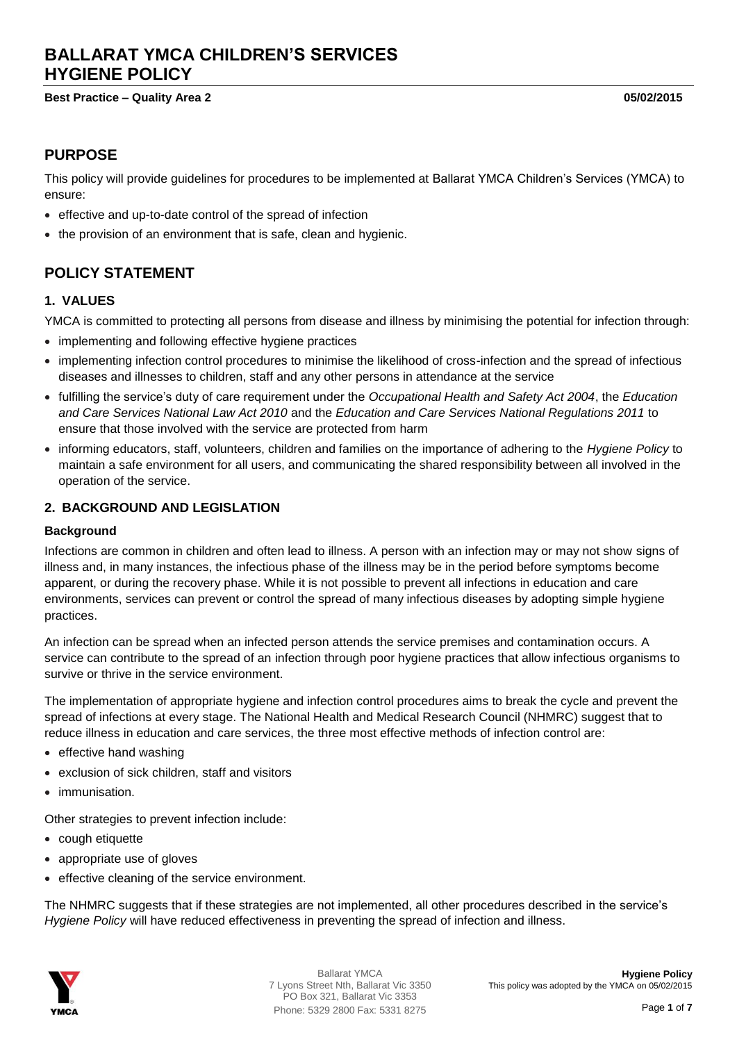# BALLARAT YMCA CHILDREN'S SERVICES HYGIENE POLICY

**Best Practice – Quality Area 2** **05/02/2015**

## PURPOSE

This policy will provide guidelines for procedures to be implemented at Ballarat YMCA Children's Services (YMCA) to ensure:

- effective and up-to-date control of the spread of infection
- the provision of an environment that is safe, clean and hygienic.

## POLICY STATEMENT

### 1. VALUES

YMCA is committed to protecting all persons from disease and illness by minimising the potential for infection through:

- implementing and following effective hygiene practices
- implementing infection control procedures to minimise the likelihood of cross-infection and the spread of infectious diseases and illnesses to children, staff and any other persons in attendance at the service
- fulfilling the service's duty of care requirement under the *Occupational Health and Safety Act 2004*, the *Education and Care Services National Law Act 2010* and the *Education and Care Services National Regulations 2011* to ensure that those involved with the service are protected from harm
- informing educators, staff, volunteers, children and families on the importance of adhering to the *Hygiene Policy* to maintain a safe environment for all users, and communicating the shared responsibility between all involved in the operation of the service.

### 2. BACKGROUND AND LEGISLATION

#### Background

Infections are common in children and often lead to illness. A person with an infection may or may not show signs of illness and, in many instances, the infectious phase of the illness may be in the period before symptoms become apparent, or during the recovery phase. While it is not possible to prevent all infections in education and care environments, services can prevent or control the spread of many infectious diseases by adopting simple hygiene practices.

An infection can be spread when an infected person attends the service premises and contamination occurs. A service can contribute to the spread of an infection through poor hygiene practices that allow infectious organisms to survive or thrive in the service environment.

The implementation of appropriate hygiene and infection control procedures aims to break the cycle and prevent the spread of infections at every stage. The National Health and Medical Research Council (NHMRC) suggest that to reduce illness in education and care services, the three most effective methods of infection control are:

- effective hand washing
- exclusion of sick children, staff and visitors
- immunisation.

Other strategies to prevent infection include:

- cough etiquette
- appropriate use of gloves
- effective cleaning of the service environment.

The NHMRC suggests that if these strategies are not implemented, all other procedures described in the service's *Hygiene Policy* will have reduced effectiveness in preventing the spread of infection and illness.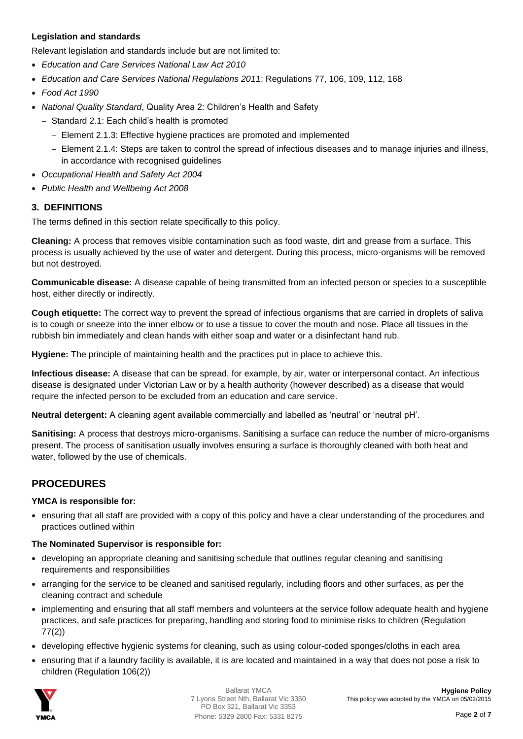**Legislation and standards**

Relevant legislation and standards include but are not limited to:

- *Education and Care Services National Law Act 2010*
- *Education and Care Services National Regulations 2011*: Regulations 77, 106, 109, 112, 168
- *Food Act 1990*
- *National Quality Standard*, Quality Area 2: Children's Health and Safety
  - Standard 2.1: Each child's health is promoted
    - Element 2.1.3: Effective hygiene practices are promoted and implemented
    - Element 2.1.4: Steps are taken to control the spread of infectious diseases and to manage injuries and illness, in accordance with recognised guidelines
- *Occupational Health and Safety Act 2004*
- *Public Health and Wellbeing Act 2008*

### 3. DEFINITIONS

The terms defined in this section relate specifically to this policy.

**Cleaning:** A process that removes visible contamination such as food waste, dirt and grease from a surface. This process is usually achieved by the use of water and detergent. During this process, micro-organisms will be removed but not destroyed.

**Communicable disease:** A disease capable of being transmitted from an infected person or species to a susceptible host, either directly or indirectly.

**Cough etiquette:** The correct way to prevent the spread of infectious organisms that are carried in droplets of saliva is to cough or sneeze into the inner elbow or to use a tissue to cover the mouth and nose. Place all tissues in the rubbish bin immediately and clean hands with either soap and water or a disinfectant hand rub.

**Hygiene:** The principle of maintaining health and the practices put in place to achieve this.

**Infectious disease:** A disease that can be spread, for example, by air, water or interpersonal contact. An infectious disease is designated under Victorian Law or by a health authority (however described) as a disease that would require the infected person to be excluded from an education and care service.

**Neutral detergent:** A cleaning agent available commercially and labelled as 'neutral' or 'neutral pH'.

**Sanitising:** A process that destroys micro-organisms. Sanitising a surface can reduce the number of micro-organisms present. The process of sanitisation usually involves ensuring a surface is thoroughly cleaned with both heat and water, followed by the use of chemicals.

## PROCEDURES

**YMCA is responsible for:**

- ensuring that all staff are provided with a copy of this policy and have a clear understanding of the procedures and practices outlined within

**The Nominated Supervisor is responsible for:**

- developing an appropriate cleaning and sanitising schedule that outlines regular cleaning and sanitising requirements and responsibilities
- arranging for the service to be cleaned and sanitised regularly, including floors and other surfaces, as per the cleaning contract and schedule
- implementing and ensuring that all staff members and volunteers at the service follow adequate health and hygiene practices, and safe practices for preparing, handling and storing food to minimise risks to children (Regulation 77(2))
- developing effective hygienic systems for cleaning, such as using colour-coded sponges/cloths in each area
- ensuring that if a laundry facility is available, it is are located and maintained in a way that does not pose a risk to children (Regulation 106(2))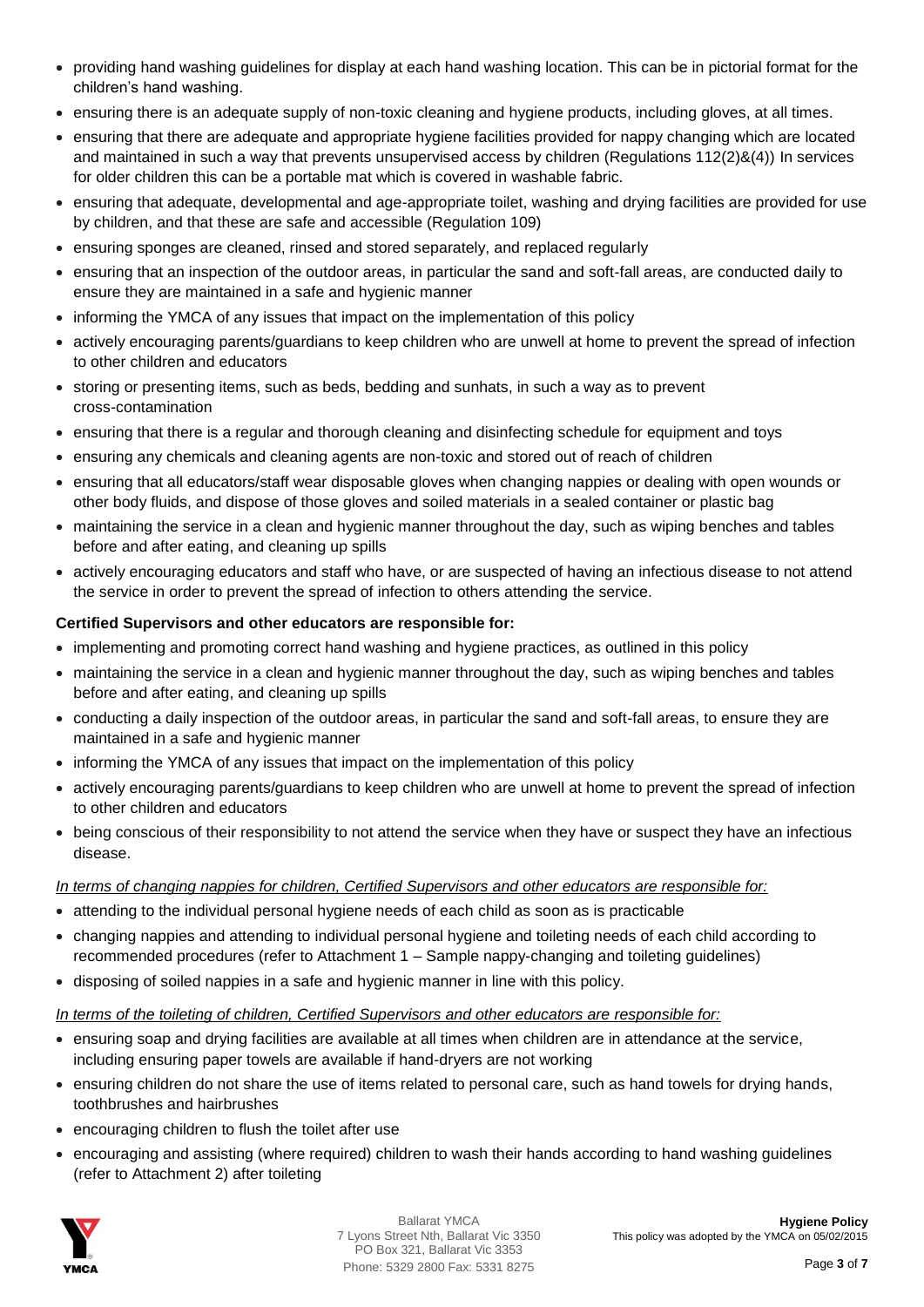- providing hand washing guidelines for display at each hand washing location. This can be in pictorial format for the children's hand washing.
- ensuring there is an adequate supply of non-toxic cleaning and hygiene products, including gloves, at all times.
- ensuring that there are adequate and appropriate hygiene facilities provided for nappy changing which are located and maintained in such a way that prevents unsupervised access by children (Regulations 112(2)&(4)) In services for older children this can be a portable mat which is covered in washable fabric.
- ensuring that adequate, developmental and age-appropriate toilet, washing and drying facilities are provided for use by children, and that these are safe and accessible (Regulation 109)
- ensuring sponges are cleaned, rinsed and stored separately, and replaced regularly
- ensuring that an inspection of the outdoor areas, in particular the sand and soft-fall areas, are conducted daily to ensure they are maintained in a safe and hygienic manner
- informing the YMCA of any issues that impact on the implementation of this policy
- actively encouraging parents/guardians to keep children who are unwell at home to prevent the spread of infection to other children and educators
- storing or presenting items, such as beds, bedding and sunhats, in such a way as to prevent cross-contamination
- ensuring that there is a regular and thorough cleaning and disinfecting schedule for equipment and toys
- ensuring any chemicals and cleaning agents are non-toxic and stored out of reach of children
- ensuring that all educators/staff wear disposable gloves when changing nappies or dealing with open wounds or other body fluids, and dispose of those gloves and soiled materials in a sealed container or plastic bag
- maintaining the service in a clean and hygienic manner throughout the day, such as wiping benches and tables before and after eating, and cleaning up spills
- actively encouraging educators and staff who have, or are suspected of having an infectious disease to not attend the service in order to prevent the spread of infection to others attending the service.

**Certified Supervisors and other educators are responsible for:**

- implementing and promoting correct hand washing and hygiene practices, as outlined in this policy
- maintaining the service in a clean and hygienic manner throughout the day, such as wiping benches and tables before and after eating, and cleaning up spills
- conducting a daily inspection of the outdoor areas, in particular the sand and soft-fall areas, to ensure they are maintained in a safe and hygienic manner
- informing the YMCA of any issues that impact on the implementation of this policy
- actively encouraging parents/guardians to keep children who are unwell at home to prevent the spread of infection to other children and educators
- being conscious of their responsibility to not attend the service when they have or suspect they have an infectious disease.

*In terms of changing nappies for children, Certified Supervisors and other educators are responsible for:*

- attending to the individual personal hygiene needs of each child as soon as is practicable
- changing nappies and attending to individual personal hygiene and toileting needs of each child according to recommended procedures (refer to Attachment 1 – Sample nappy-changing and toileting guidelines)
- disposing of soiled nappies in a safe and hygienic manner in line with this policy.

*In terms of the toileting of children, Certified Supervisors and other educators are responsible for:*

- ensuring soap and drying facilities are available at all times when children are in attendance at the service, including ensuring paper towels are available if hand-dryers are not working
- ensuring children do not share the use of items related to personal care, such as hand towels for drying hands, toothbrushes and hairbrushes
- encouraging children to flush the toilet after use
- encouraging and assisting (where required) children to wash their hands according to hand washing guidelines (refer to Attachment 2) after toileting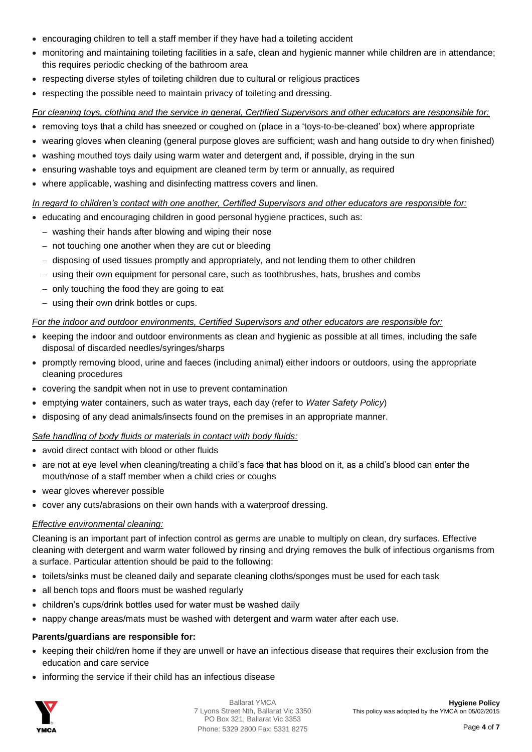- encouraging children to tell a staff member if they have had a toileting accident
- monitoring and maintaining toileting facilities in a safe, clean and hygienic manner while children are in attendance; this requires periodic checking of the bathroom area
- respecting diverse styles of toileting children due to cultural or religious practices
- respecting the possible need to maintain privacy of toileting and dressing.

*For cleaning toys, clothing and the service in general, Certified Supervisors and other educators are responsible for:*

- removing toys that a child has sneezed or coughed on (place in a 'toys-to-be-cleaned' box) where appropriate
- wearing gloves when cleaning (general purpose gloves are sufficient; wash and hang outside to dry when finished)
- washing mouthed toys daily using warm water and detergent and, if possible, drying in the sun
- ensuring washable toys and equipment are cleaned term by term or annually, as required
- where applicable, washing and disinfecting mattress covers and linen.

*In regard to children's contact with one another, Certified Supervisors and other educators are responsible for:*

- educating and encouraging children in good personal hygiene practices, such as:
  - washing their hands after blowing and wiping their nose
  - not touching one another when they are cut or bleeding
  - disposing of used tissues promptly and appropriately, and not lending them to other children
  - using their own equipment for personal care, such as toothbrushes, hats, brushes and combs
  - only touching the food they are going to eat
  - using their own drink bottles or cups.

*For the indoor and outdoor environments, Certified Supervisors and other educators are responsible for:*

- keeping the indoor and outdoor environments as clean and hygienic as possible at all times, including the safe disposal of discarded needles/syringes/sharps
- promptly removing blood, urine and faeces (including animal) either indoors or outdoors, using the appropriate cleaning procedures
- covering the sandpit when not in use to prevent contamination
- emptying water containers, such as water trays, each day (refer to *Water Safety Policy*)
- disposing of any dead animals/insects found on the premises in an appropriate manner.

*Safe handling of body fluids or materials in contact with body fluids:*

- avoid direct contact with blood or other fluids
- are not at eye level when cleaning/treating a child's face that has blood on it, as a child's blood can enter the mouth/nose of a staff member when a child cries or coughs
- wear gloves wherever possible
- cover any cuts/abrasions on their own hands with a waterproof dressing.

*Effective environmental cleaning:*

Cleaning is an important part of infection control as germs are unable to multiply on clean, dry surfaces. Effective cleaning with detergent and warm water followed by rinsing and drying removes the bulk of infectious organisms from a surface. Particular attention should be paid to the following:

- toilets/sinks must be cleaned daily and separate cleaning cloths/sponges must be used for each task
- all bench tops and floors must be washed regularly
- children's cups/drink bottles used for water must be washed daily
- nappy change areas/mats must be washed with detergent and warm water after each use.

**Parents/guardians are responsible for:**

- keeping their child/ren home if they are unwell or have an infectious disease that requires their exclusion from the education and care service
- informing the service if their child has an infectious disease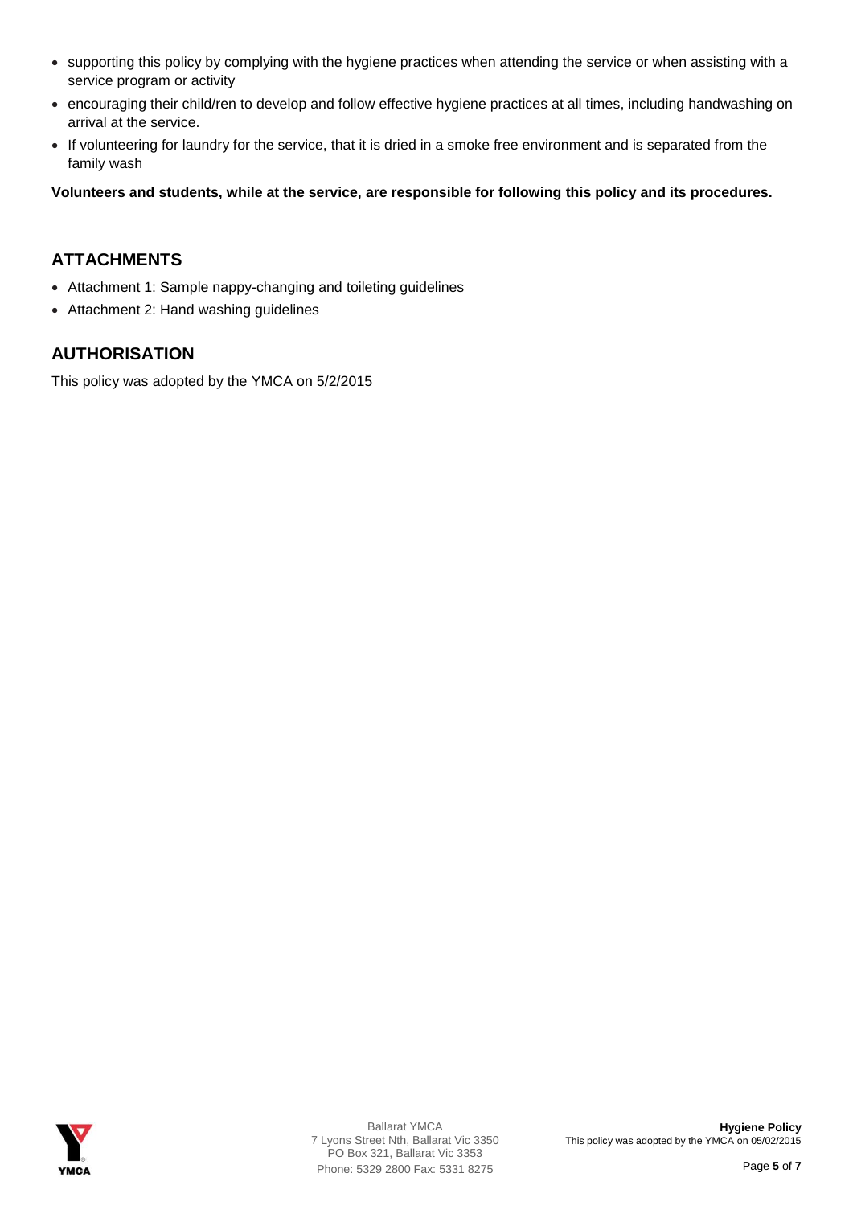- supporting this policy by complying with the hygiene practices when attending the service or when assisting with a service program or activity
- encouraging their child/ren to develop and follow effective hygiene practices at all times, including handwashing on arrival at the service.
- If volunteering for laundry for the service, that it is dried in a smoke free environment and is separated from the family wash

**Volunteers and students, while at the service, are responsible for following this policy and its procedures.**

## ATTACHMENTS

- Attachment 1: Sample nappy-changing and toileting guidelines
- Attachment 2: Hand washing guidelines

## AUTHORISATION

This policy was adopted by the YMCA on 5/2/2015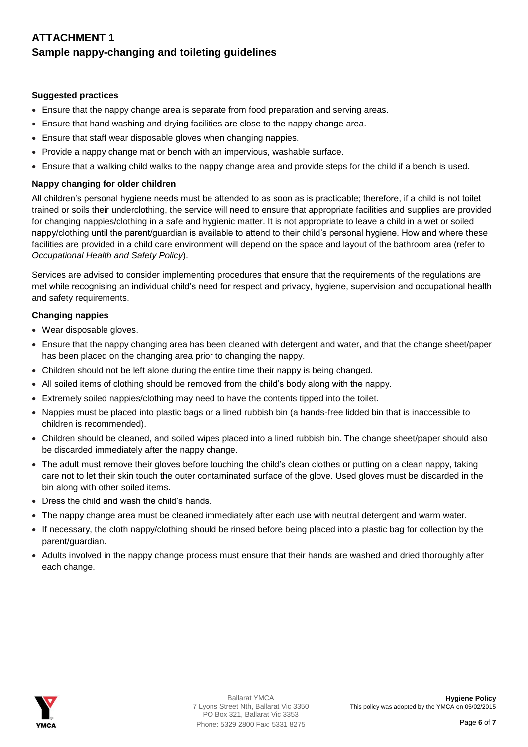# ATTACHMENT 1
## Sample nappy-changing and toileting guidelines

**Suggested practices**

- Ensure that the nappy change area is separate from food preparation and serving areas.
- Ensure that hand washing and drying facilities are close to the nappy change area.
- Ensure that staff wear disposable gloves when changing nappies.
- Provide a nappy change mat or bench with an impervious, washable surface.
- Ensure that a walking child walks to the nappy change area and provide steps for the child if a bench is used.

**Nappy changing for older children**

All children's personal hygiene needs must be attended to as soon as is practicable; therefore, if a child is not toilet trained or soils their underclothing, the service will need to ensure that appropriate facilities and supplies are provided for changing nappies/clothing in a safe and hygienic matter. It is not appropriate to leave a child in a wet or soiled nappy/clothing until the parent/guardian is available to attend to their child's personal hygiene. How and where these facilities are provided in a child care environment will depend on the space and layout of the bathroom area (refer to *Occupational Health and Safety Policy*).

Services are advised to consider implementing procedures that ensure that the requirements of the regulations are met while recognising an individual child's need for respect and privacy, hygiene, supervision and occupational health and safety requirements.

**Changing nappies**

- Wear disposable gloves.
- Ensure that the nappy changing area has been cleaned with detergent and water, and that the change sheet/paper has been placed on the changing area prior to changing the nappy.
- Children should not be left alone during the entire time their nappy is being changed.
- All soiled items of clothing should be removed from the child's body along with the nappy.
- Extremely soiled nappies/clothing may need to have the contents tipped into the toilet.
- Nappies must be placed into plastic bags or a lined rubbish bin (a hands-free lidded bin that is inaccessible to children is recommended).
- Children should be cleaned, and soiled wipes placed into a lined rubbish bin. The change sheet/paper should also be discarded immediately after the nappy change.
- The adult must remove their gloves before touching the child's clean clothes or putting on a clean nappy, taking care not to let their skin touch the outer contaminated surface of the glove. Used gloves must be discarded in the bin along with other soiled items.
- Dress the child and wash the child's hands.
- The nappy change area must be cleaned immediately after each use with neutral detergent and warm water.
- If necessary, the cloth nappy/clothing should be rinsed before being placed into a plastic bag for collection by the parent/guardian.
- Adults involved in the nappy change process must ensure that their hands are washed and dried thoroughly after each change.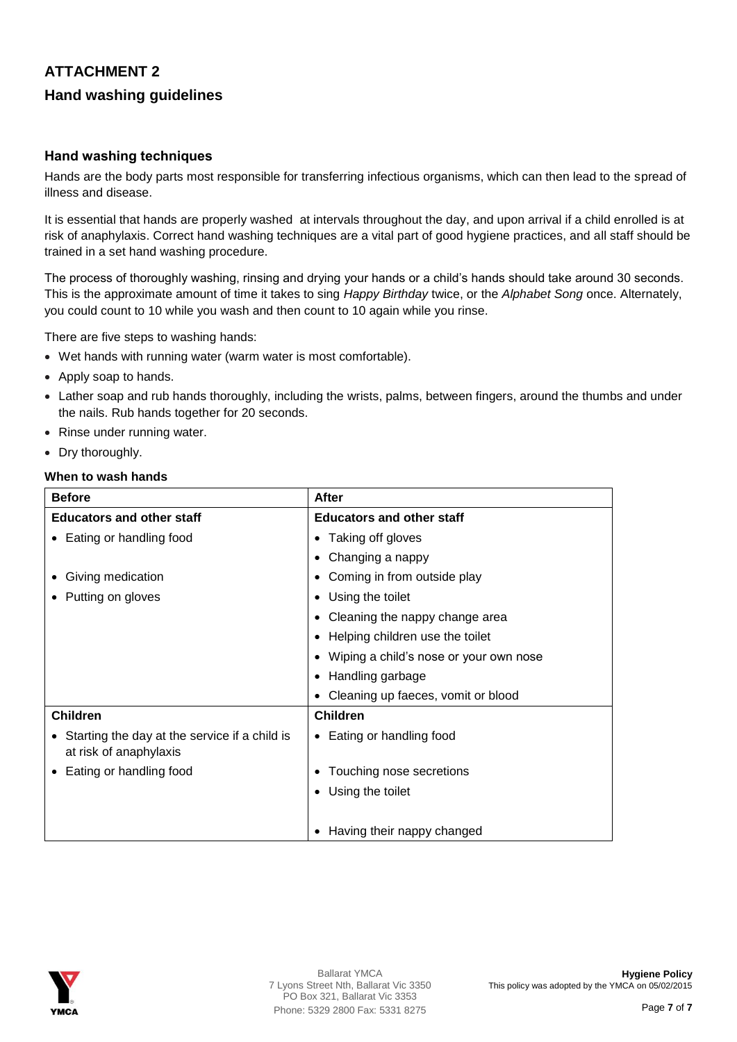## ATTACHMENT 2

### Hand washing guidelines

### Hand washing techniques

Hands are the body parts most responsible for transferring infectious organisms, which can then lead to the spread of illness and disease.

It is essential that hands are properly washed at intervals throughout the day, and upon arrival if a child enrolled is at risk of anaphylaxis. Correct hand washing techniques are a vital part of good hygiene practices, and all staff should be trained in a set hand washing procedure.

The process of thoroughly washing, rinsing and drying your hands or a child's hands should take around 30 seconds. This is the approximate amount of time it takes to sing *Happy Birthday* twice, or the *Alphabet Song* once. Alternately, you could count to 10 while you wash and then count to 10 again while you rinse.

There are five steps to washing hands:

- Wet hands with running water (warm water is most comfortable).
- Apply soap to hands.
- Lather soap and rub hands thoroughly, including the wrists, palms, between fingers, around the thumbs and under the nails. Rub hands together for 20 seconds.
- Rinse under running water.
- Dry thoroughly.

**When to wash hands**

| Before | After |
|---|---|
| **Educators and other staff** | **Educators and other staff** |
| • Eating or handling food | • Taking off gloves<br>• Changing a nappy |
| • Giving medication | • Coming in from outside play |
| • Putting on gloves | • Using the toilet<br>• Cleaning the nappy change area<br>• Helping children use the toilet<br>• Wiping a child's nose or your own nose<br>• Handling garbage<br>• Cleaning up faeces, vomit or blood |
| **Children** | **Children** |
| • Starting the day at the service if a child is at risk of anaphylaxis | • Eating or handling food |
| • Eating or handling food | • Touching nose secretions<br>• Using the toilet<br>• Having their nappy changed |

Ballarat YMCA
7 Lyons Street Nth, Ballarat Vic 3350
PO Box 321, Ballarat Vic 3353
Phone: 5329 2800 Fax: 5331 8275

**Hygiene Policy**
This policy was adopted by the YMCA on 05/02/2015